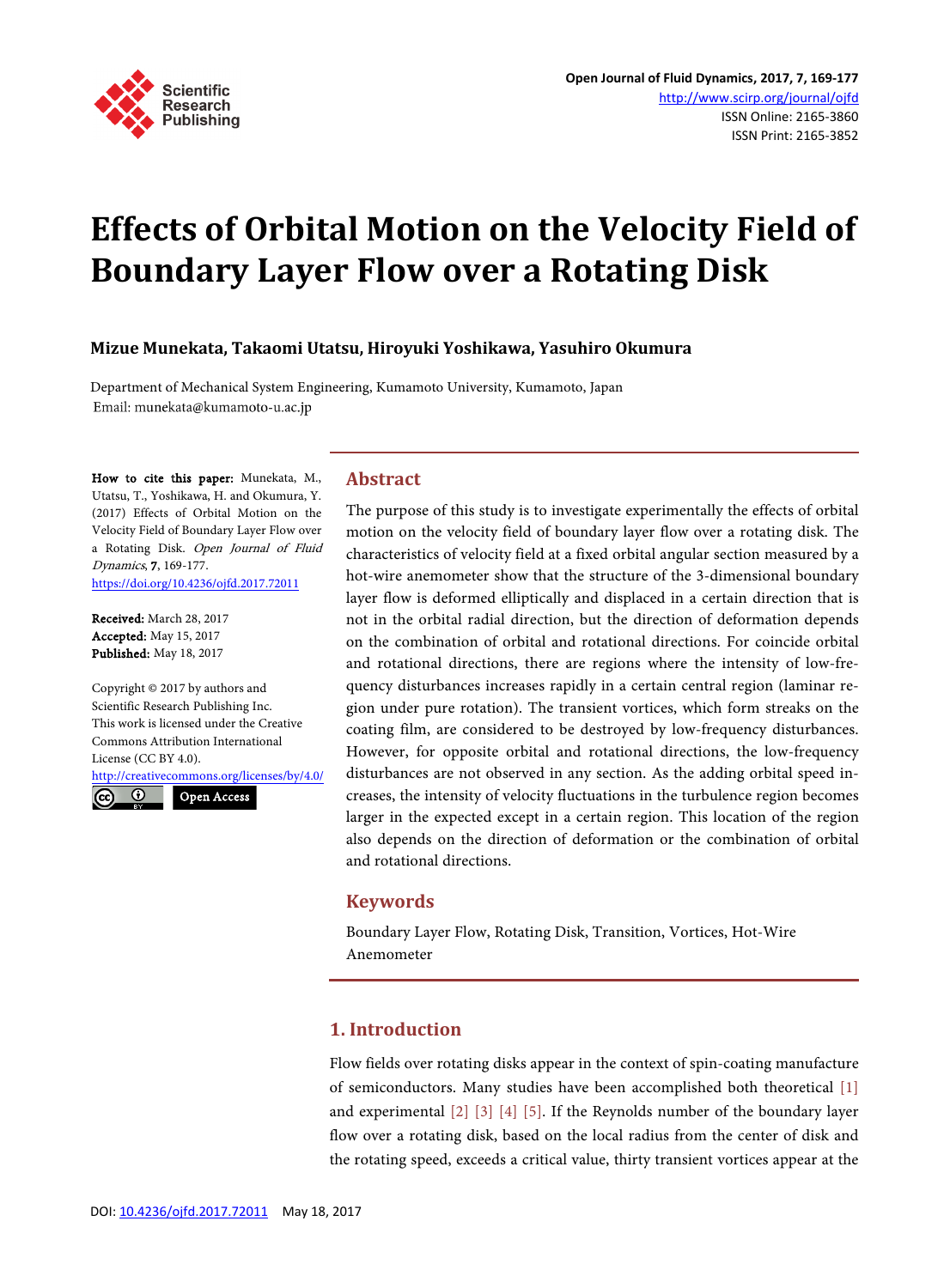# Effects of Orbital Motion on the Velocity Field of Boundary Layer Flow over a Rotating Disk

**Mizue Munekata, Takaomi Utatsu, Hiroyuki Yoshikawa, Yasuhiro Okumura**

Department of Mechanical System Engineering, Kumamoto University, Kumamoto, Japan
Email: munekata@kumamoto-u.ac.jp

**How to cite this paper:** Munekata, M., Utatsu, T., Yoshikawa, H. and Okumura, Y. (2017) Effects of Orbital Motion on the Velocity Field of Boundary Layer Flow over a Rotating Disk. *Open Journal of Fluid Dynamics*, **7**, 169-177.
https://doi.org/10.4236/ojfd.2017.72011

**Received:** March 28, 2017
**Accepted:** May 15, 2017
**Published:** May 18, 2017

Copyright © 2017 by authors and Scientific Research Publishing Inc.
This work is licensed under the Creative Commons Attribution International License (CC BY 4.0).
http://creativecommons.org/licenses/by/4.0/
Open Access

## Abstract

The purpose of this study is to investigate experimentally the effects of orbital motion on the velocity field of boundary layer flow over a rotating disk. The characteristics of velocity field at a fixed orbital angular section measured by a hot-wire anemometer show that the structure of the 3-dimensional boundary layer flow is deformed elliptically and displaced in a certain direction that is not in the orbital radial direction, but the direction of deformation depends on the combination of orbital and rotational directions. For coincide orbital and rotational directions, there are regions where the intensity of low-frequency disturbances increases rapidly in a certain central region (laminar region under pure rotation). The transient vortices, which form streaks on the coating film, are considered to be destroyed by low-frequency disturbances. However, for opposite orbital and rotational directions, the low-frequency disturbances are not observed in any section. As the adding orbital speed increases, the intensity of velocity fluctuations in the turbulence region becomes larger in the expected except in a certain region. This location of the region also depends on the direction of deformation or the combination of orbital and rotational directions.

## Keywords

Boundary Layer Flow, Rotating Disk, Transition, Vortices, Hot-Wire Anemometer

## 1. Introduction

Flow fields over rotating disks appear in the context of spin-coating manufacture of semiconductors. Many studies have been accomplished both theoretical [1] and experimental [2] [3] [4] [5]. If the Reynolds number of the boundary layer flow over a rotating disk, based on the local radius from the center of disk and the rotating speed, exceeds a critical value, thirty transient vortices appear at the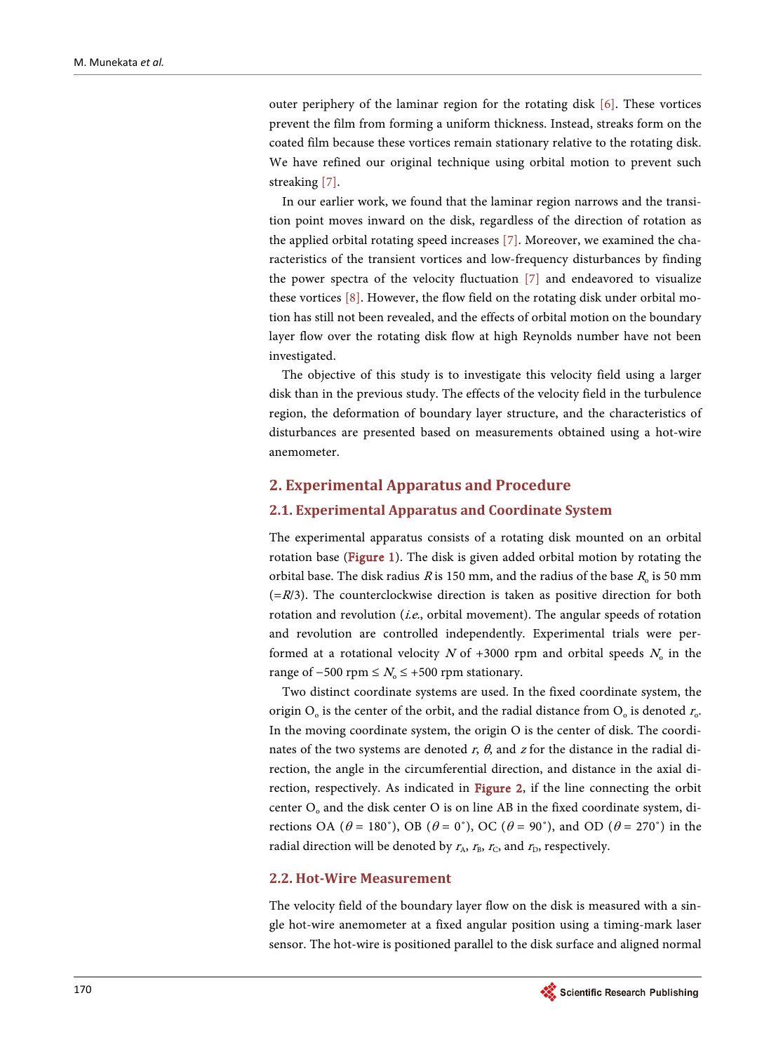outer periphery of the laminar region for the rotating disk [6]. These vortices prevent the film from forming a uniform thickness. Instead, streaks form on the coated film because these vortices remain stationary relative to the rotating disk. We have refined our original technique using orbital motion to prevent such streaking [7].

In our earlier work, we found that the laminar region narrows and the transition point moves inward on the disk, regardless of the direction of rotation as the applied orbital rotating speed increases [7]. Moreover, we examined the characteristics of the transient vortices and low-frequency disturbances by finding the power spectra of the velocity fluctuation [7] and endeavored to visualize these vortices [8]. However, the flow field on the rotating disk under orbital motion has still not been revealed, and the effects of orbital motion on the boundary layer flow over the rotating disk flow at high Reynolds number have not been investigated.

The objective of this study is to investigate this velocity field using a larger disk than in the previous study. The effects of the velocity field in the turbulence region, the deformation of boundary layer structure, and the characteristics of disturbances are presented based on measurements obtained using a hot-wire anemometer.

## 2. Experimental Apparatus and Procedure

### 2.1. Experimental Apparatus and Coordinate System

The experimental apparatus consists of a rotating disk mounted on an orbital rotation base (**Figure 1**). The disk is given added orbital motion by rotating the orbital base. The disk radius $R$ is 150 mm, and the radius of the base $R_o$ is 50 mm ($=R/3$). The counterclockwise direction is taken as positive direction for both rotation and revolution (*i.e.*, orbital movement). The angular speeds of rotation and revolution are controlled independently. Experimental trials were performed at a rotational velocity $N$ of +3000 rpm and orbital speeds $N_o$ in the range of $-500$ rpm $\leq N_o \leq +500$ rpm stationary.

Two distinct coordinate systems are used. In the fixed coordinate system, the origin $O_o$ is the center of the orbit, and the radial distance from $O_o$ is denoted $r_o$. In the moving coordinate system, the origin O is the center of disk. The coordinates of the two systems are denoted $r$, $\theta$, and $z$ for the distance in the radial direction, the angle in the circumferential direction, and distance in the axial direction, respectively. As indicated in **Figure 2**, if the line connecting the orbit center $O_o$ and the disk center O is on line AB in the fixed coordinate system, directions OA ($\theta = 180^\circ$), OB ($\theta = 0^\circ$), OC ($\theta = 90^\circ$), and OD ($\theta = 270^\circ$) in the radial direction will be denoted by $r_A$, $r_B$, $r_C$, and $r_D$, respectively.

### 2.2. Hot-Wire Measurement

The velocity field of the boundary layer flow on the disk is measured with a single hot-wire anemometer at a fixed angular position using a timing-mark laser sensor. The hot-wire is positioned parallel to the disk surface and aligned normal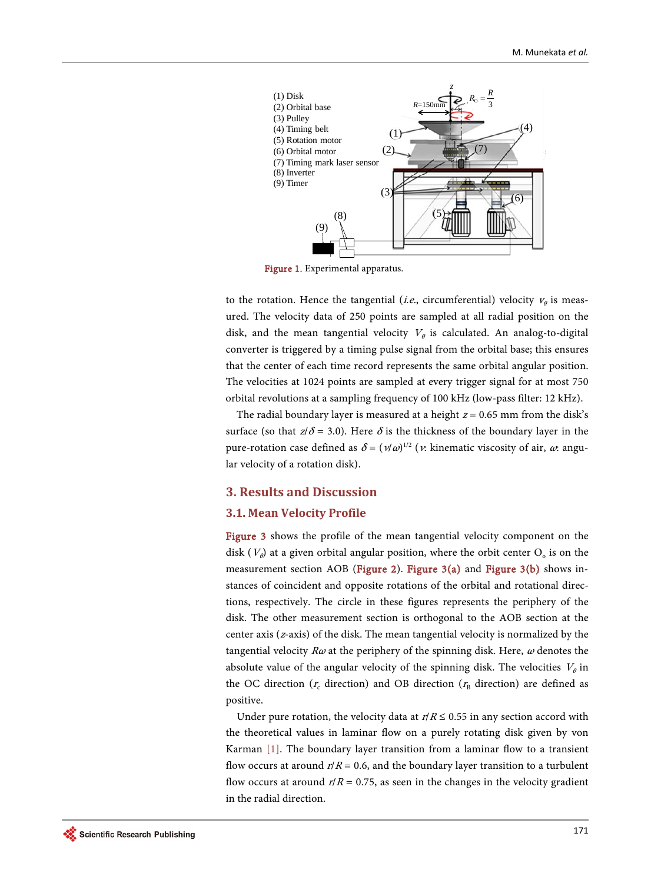Figure 1. Experimental apparatus.

to the rotation. Hence the tangential (*i.e.*, circumferential) velocity $v_\theta$ is measured. The velocity data of 250 points are sampled at all radial position on the disk, and the mean tangential velocity $V_\theta$ is calculated. An analog-to-digital converter is triggered by a timing pulse signal from the orbital base; this ensures that the center of each time record represents the same orbital angular position. The velocities at 1024 points are sampled at every trigger signal for at most 750 orbital revolutions at a sampling frequency of 100 kHz (low-pass filter: 12 kHz).

The radial boundary layer is measured at a height $z = 0.65$ mm from the disk's surface (so that $z/\delta = 3.0$). Here $\delta$ is the thickness of the boundary layer in the pure-rotation case defined as $\delta = (\nu/\omega)^{1/2}$ ($\nu$: kinematic viscosity of air, $\omega$: angular velocity of a rotation disk).

## 3. Results and Discussion

### 3.1. Mean Velocity Profile

Figure 3 shows the profile of the mean tangential velocity component on the disk ($V_\theta$) at a given orbital angular position, where the orbit center $O_o$ is on the measurement section AOB (Figure 2). Figure 3(a) and Figure 3(b) shows instances of coincident and opposite rotations of the orbital and rotational directions, respectively. The circle in these figures represents the periphery of the disk. The other measurement section is orthogonal to the AOB section at the center axis ($z$-axis) of the disk. The mean tangential velocity is normalized by the tangential velocity $R\omega$ at the periphery of the spinning disk. Here, $\omega$ denotes the absolute value of the angular velocity of the spinning disk. The velocities $V_\theta$ in the OC direction ($r_c$ direction) and OB direction ($r_B$ direction) are defined as positive.

Under pure rotation, the velocity data at $r/R \le 0.55$ in any section accord with the theoretical values in laminar flow on a purely rotating disk given by von Karman [1]. The boundary layer transition from a laminar flow to a transient flow occurs at around $r/R = 0.6$, and the boundary layer transition to a turbulent flow occurs at around $r/R = 0.75$, as seen in the changes in the velocity gradient in the radial direction.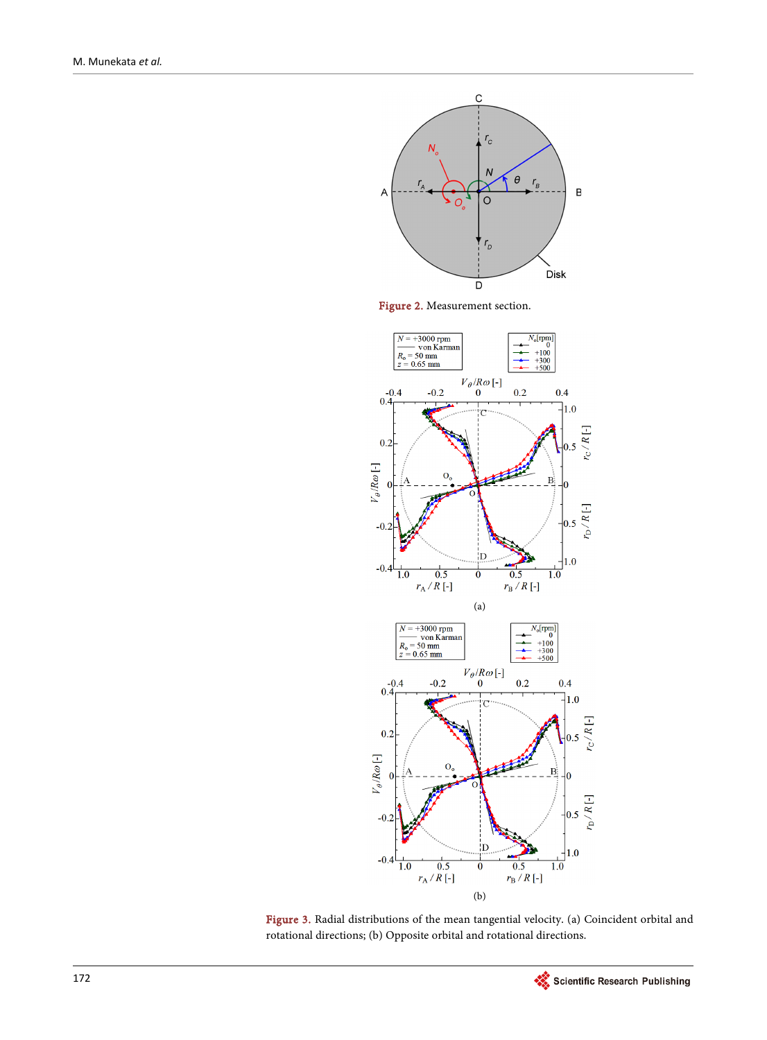**Figure 2.** Measurement section.

**Figure 3.** Radial distributions of the mean tangential velocity. (a) Coincident orbital and rotational directions; (b) Opposite orbital and rotational directions.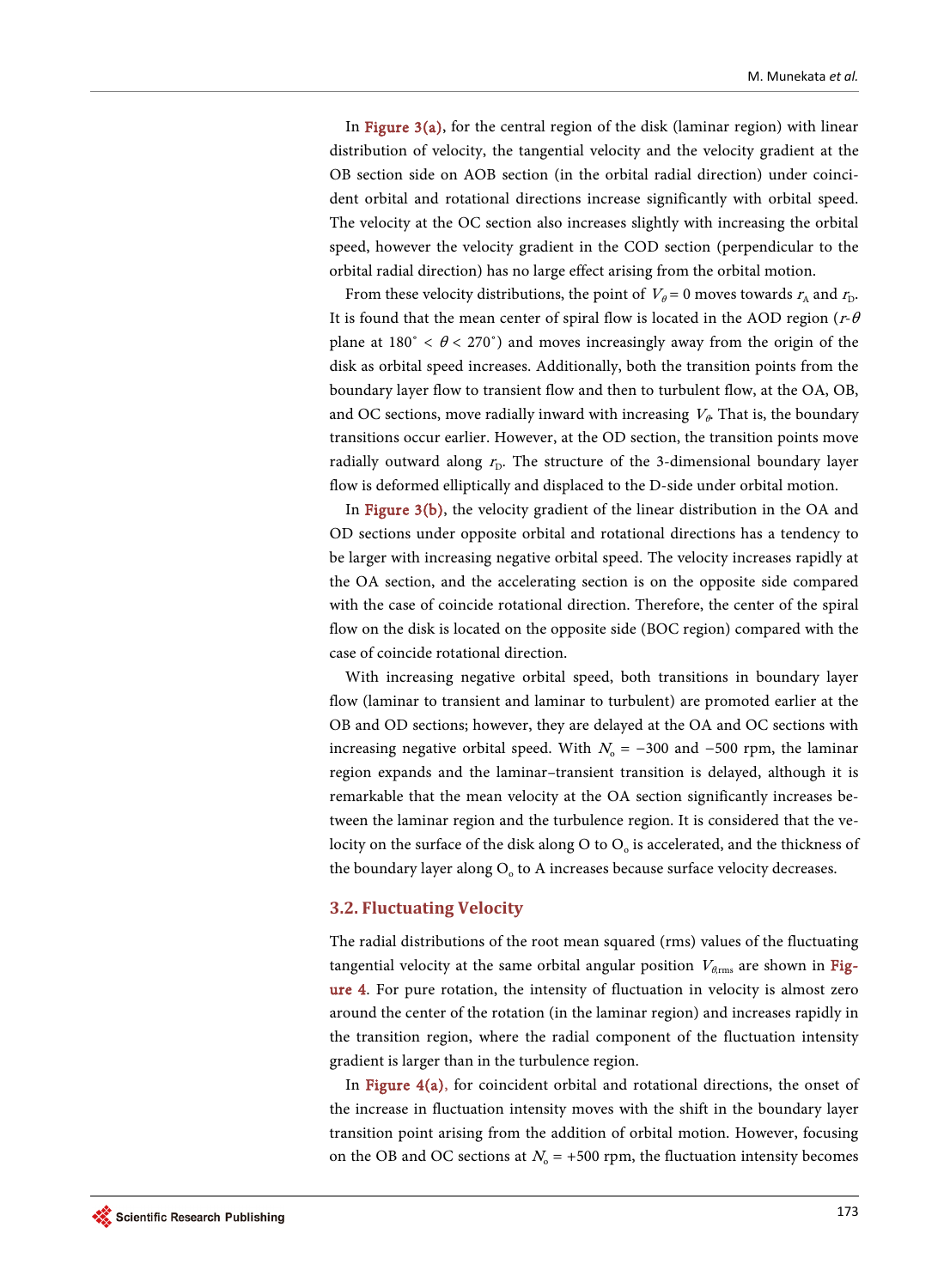In Figure 3(a), for the central region of the disk (laminar region) with linear distribution of velocity, the tangential velocity and the velocity gradient at the OB section side on AOB section (in the orbital radial direction) under coincident orbital and rotational directions increase significantly with orbital speed. The velocity at the OC section also increases slightly with increasing the orbital speed, however the velocity gradient in the COD section (perpendicular to the orbital radial direction) has no large effect arising from the orbital motion.

From these velocity distributions, the point of $V_\theta = 0$ moves towards $r_A$ and $r_D$. It is found that the mean center of spiral flow is located in the AOD region ($r$-$\theta$ plane at 180˚ < $\theta$ < 270˚) and moves increasingly away from the origin of the disk as orbital speed increases. Additionally, both the transition points from the boundary layer flow to transient flow and then to turbulent flow, at the OA, OB, and OC sections, move radially inward with increasing $V_\theta$. That is, the boundary transitions occur earlier. However, at the OD section, the transition points move radially outward along $r_D$. The structure of the 3-dimensional boundary layer flow is deformed elliptically and displaced to the D-side under orbital motion.

In Figure 3(b), the velocity gradient of the linear distribution in the OA and OD sections under opposite orbital and rotational directions has a tendency to be larger with increasing negative orbital speed. The velocity increases rapidly at the OA section, and the accelerating section is on the opposite side compared with the case of coincide rotational direction. Therefore, the center of the spiral flow on the disk is located on the opposite side (BOC region) compared with the case of coincide rotational direction.

With increasing negative orbital speed, both transitions in boundary layer flow (laminar to transient and laminar to turbulent) are promoted earlier at the OB and OD sections; however, they are delayed at the OA and OC sections with increasing negative orbital speed. With $N_o = -300$ and $-500$ rpm, the laminar region expands and the laminar–transient transition is delayed, although it is remarkable that the mean velocity at the OA section significantly increases between the laminar region and the turbulence region. It is considered that the velocity on the surface of the disk along O to $O_o$ is accelerated, and the thickness of the boundary layer along $O_o$ to A increases because surface velocity decreases.

### 3.2. Fluctuating Velocity

The radial distributions of the root mean squared (rms) values of the fluctuating tangential velocity at the same orbital angular position $V_{\theta\mathrm{rms}}$ are shown in Figure 4. For pure rotation, the intensity of fluctuation in velocity is almost zero around the center of the rotation (in the laminar region) and increases rapidly in the transition region, where the radial component of the fluctuation intensity gradient is larger than in the turbulence region.

In Figure 4(a), for coincident orbital and rotational directions, the onset of the increase in fluctuation intensity moves with the shift in the boundary layer transition point arising from the addition of orbital motion. However, focusing on the OB and OC sections at $N_o = +500$ rpm, the fluctuation intensity becomes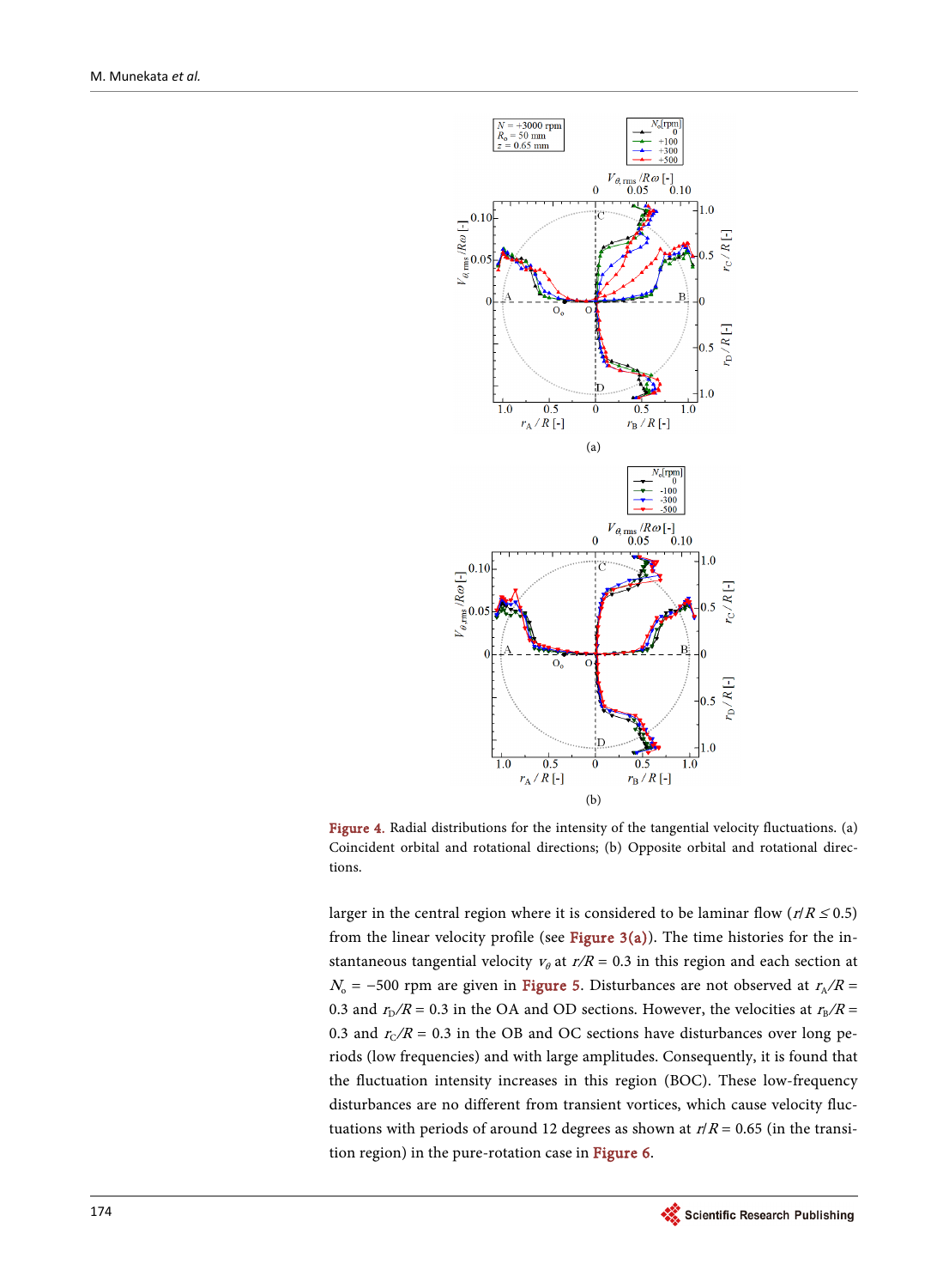Figure 4. Radial distributions for the intensity of the tangential velocity fluctuations. (a) Coincident orbital and rotational directions; (b) Opposite orbital and rotational directions.

larger in the central region where it is considered to be laminar flow ($r/R \le 0.5$) from the linear velocity profile (see Figure 3(a)). The time histories for the instantaneous tangential velocity $v_\theta$ at $r/R = 0.3$ in this region and each section at $N_o = -500$ rpm are given in Figure 5. Disturbances are not observed at $r_A/R = 0.3$ and $r_D/R = 0.3$ in the OA and OD sections. However, the velocities at $r_B/R = 0.3$ and $r_C/R = 0.3$ in the OB and OC sections have disturbances over long periods (low frequencies) and with large amplitudes. Consequently, it is found that the fluctuation intensity increases in this region (BOC). These low-frequency disturbances are no different from transient vortices, which cause velocity fluctuations with periods of around 12 degrees as shown at $r/R = 0.65$ (in the transition region) in the pure-rotation case in Figure 6.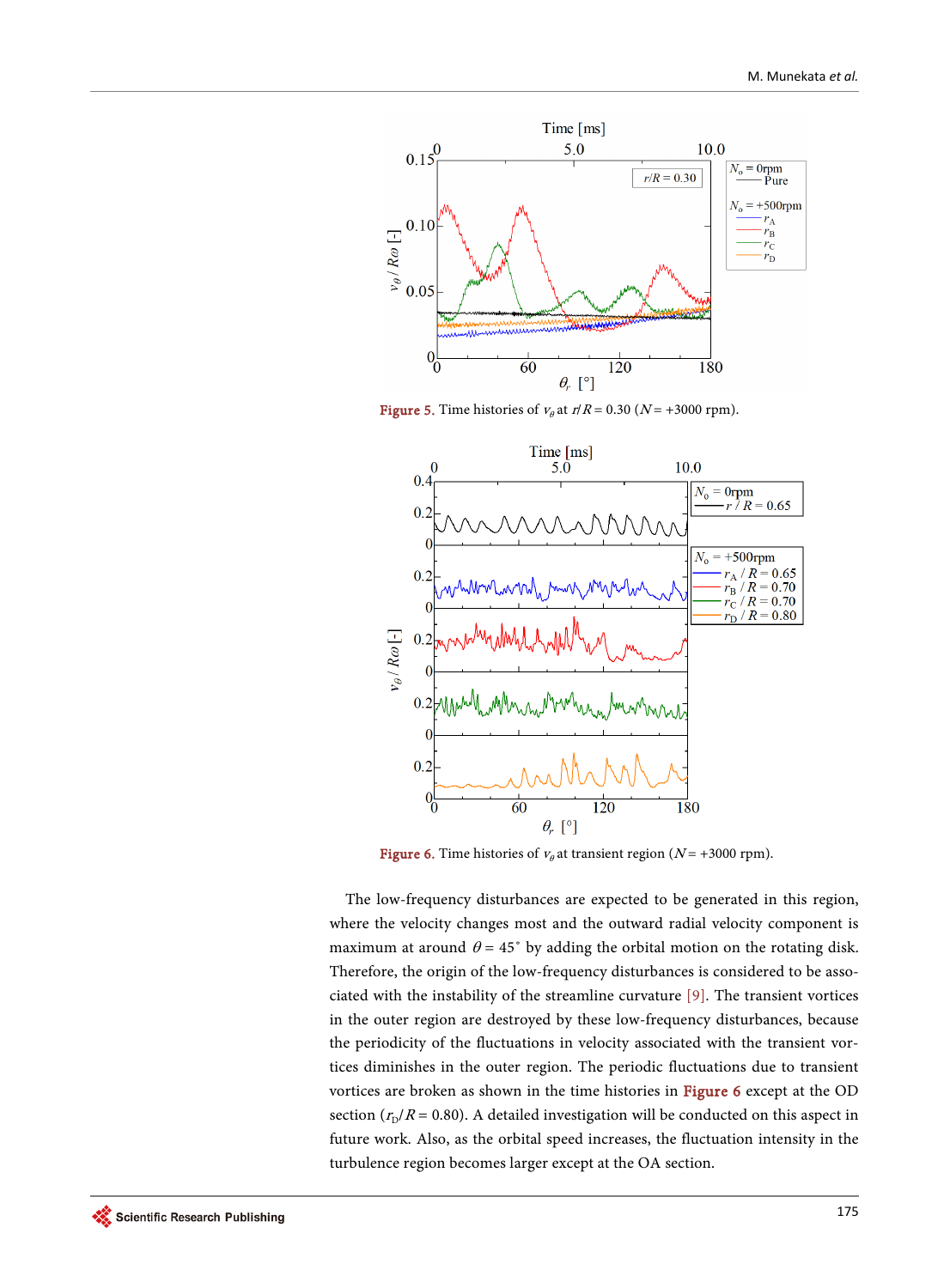Figure 5. Time histories of $v_\theta$ at $r/R = 0.30$ ($N = +3000$ rpm).

Figure 6. Time histories of $v_\theta$ at transient region ($N = +3000$ rpm).

The low-frequency disturbances are expected to be generated in this region, where the velocity changes most and the outward radial velocity component is maximum at around $\theta = 45^\circ$ by adding the orbital motion on the rotating disk. Therefore, the origin of the low-frequency disturbances is considered to be associated with the instability of the streamline curvature [9]. The transient vortices in the outer region are destroyed by these low-frequency disturbances, because the periodicity of the fluctuations in velocity associated with the transient vortices diminishes in the outer region. The periodic fluctuations due to transient vortices are broken as shown in the time histories in Figure 6 except at the OD section ($r_D/R = 0.80$). A detailed investigation will be conducted on this aspect in future work. Also, as the orbital speed increases, the fluctuation intensity in the turbulence region becomes larger except at the OA section.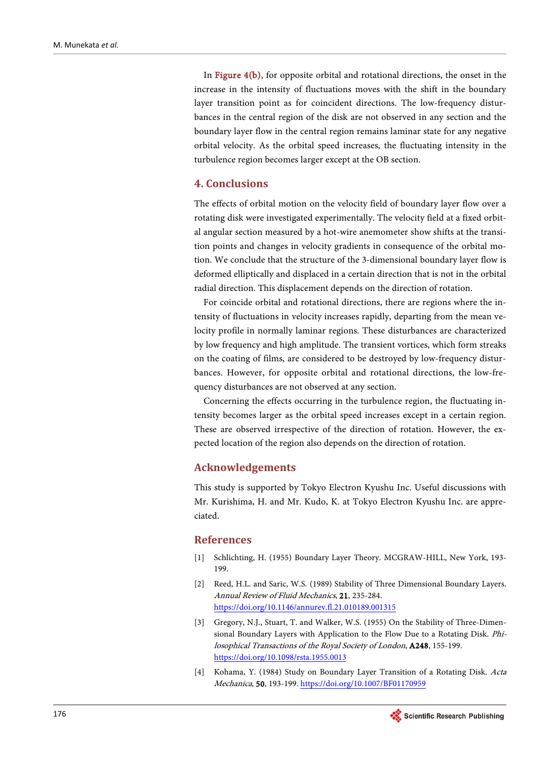In Figure 4(b), for opposite orbital and rotational directions, the onset in the increase in the intensity of fluctuations moves with the shift in the boundary layer transition point as for coincident directions. The low-frequency disturbances in the central region of the disk are not observed in any section and the boundary layer flow in the central region remains laminar state for any negative orbital velocity. As the orbital speed increases, the fluctuating intensity in the turbulence region becomes larger except at the OB section.

## 4. Conclusions

The effects of orbital motion on the velocity field of boundary layer flow over a rotating disk were investigated experimentally. The velocity field at a fixed orbital angular section measured by a hot-wire anemometer show shifts at the transition points and changes in velocity gradients in consequence of the orbital motion. We conclude that the structure of the 3-dimensional boundary layer flow is deformed elliptically and displaced in a certain direction that is not in the orbital radial direction. This displacement depends on the direction of rotation.

For coincide orbital and rotational directions, there are regions where the intensity of fluctuations in velocity increases rapidly, departing from the mean velocity profile in normally laminar regions. These disturbances are characterized by low frequency and high amplitude. The transient vortices, which form streaks on the coating of films, are considered to be destroyed by low-frequency disturbances. However, for opposite orbital and rotational directions, the low-frequency disturbances are not observed at any section.

Concerning the effects occurring in the turbulence region, the fluctuating intensity becomes larger as the orbital speed increases except in a certain region. These are observed irrespective of the direction of rotation. However, the expected location of the region also depends on the direction of rotation.

## Acknowledgements

This study is supported by Tokyo Electron Kyushu Inc. Useful discussions with Mr. Kurishima, H. and Mr. Kudo, K. at Tokyo Electron Kyushu Inc. are appreciated.

## References

[1] Schlichting, H. (1955) Boundary Layer Theory. MCGRAW-HILL, New York, 193-199.

[2] Reed, H.L. and Saric, W.S. (1989) Stability of Three Dimensional Boundary Layers. *Annual Review of Fluid Mechanics*, **21**, 235-284. https://doi.org/10.1146/annurev.fl.21.010189.001315

[3] Gregory, N.J., Stuart, T. and Walker, W.S. (1955) On the Stability of Three-Dimensional Boundary Layers with Application to the Flow Due to a Rotating Disk. *Philosophical Transactions of the Royal Society of London*, **A248**, 155-199. https://doi.org/10.1098/rsta.1955.0013

[4] Kohama, Y. (1984) Study on Boundary Layer Transition of a Rotating Disk. *Acta Mechanica*, **50**, 193-199. https://doi.org/10.1007/BF01170959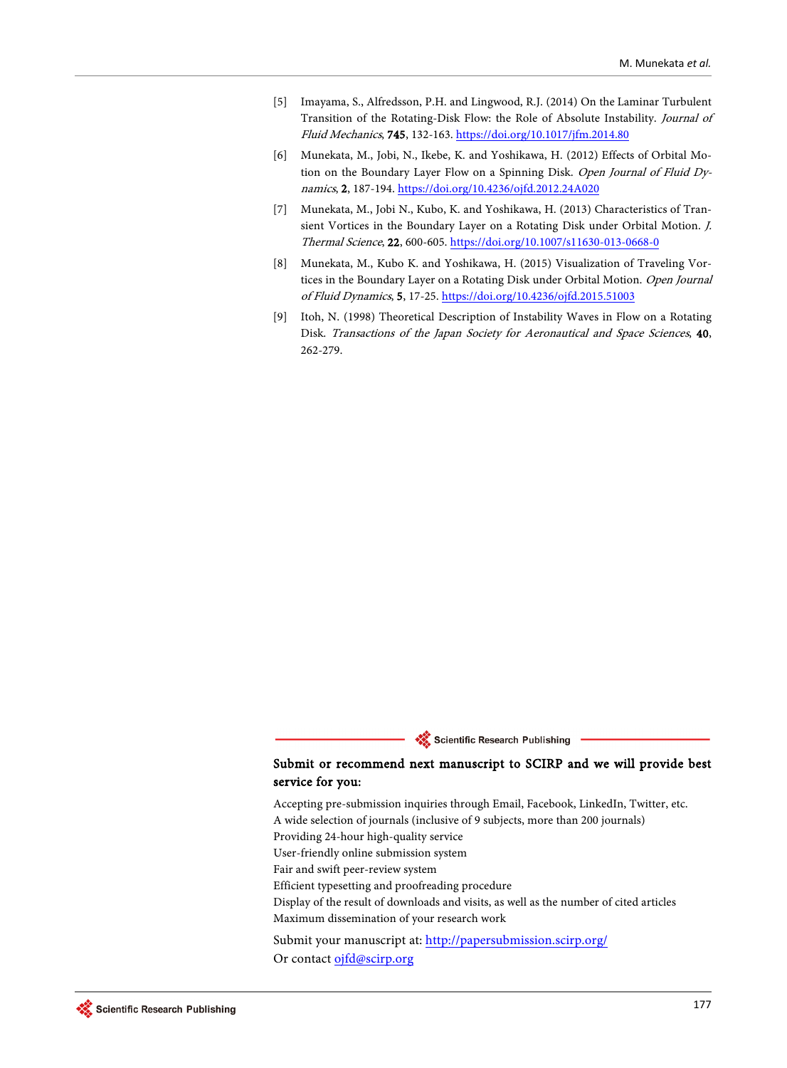[5] Imayama, S., Alfredsson, P.H. and Lingwood, R.J. (2014) On the Laminar Turbulent Transition of the Rotating-Disk Flow: the Role of Absolute Instability. *Journal of Fluid Mechanics*, **745**, 132-163. https://doi.org/10.1017/jfm.2014.80

[6] Munekata, M., Jobi, N., Ikebe, K. and Yoshikawa, H. (2012) Effects of Orbital Motion on the Boundary Layer Flow on a Spinning Disk. *Open Journal of Fluid Dynamics*, **2**, 187-194. https://doi.org/10.4236/ojfd.2012.24A020

[7] Munekata, M., Jobi N., Kubo, K. and Yoshikawa, H. (2013) Characteristics of Transient Vortices in the Boundary Layer on a Rotating Disk under Orbital Motion. *J. Thermal Science*, **22**, 600-605. https://doi.org/10.1007/s11630-013-0668-0

[8] Munekata, M., Kubo K. and Yoshikawa, H. (2015) Visualization of Traveling Vortices in the Boundary Layer on a Rotating Disk under Orbital Motion. *Open Journal of Fluid Dynamics*, **5**, 17-25. https://doi.org/10.4236/ojfd.2015.51003

[9] Itoh, N. (1998) Theoretical Description of Instability Waves in Flow on a Rotating Disk. *Transactions of the Japan Society for Aeronautical and Space Sciences*, **40**, 262-279.

Scientific Research Publishing

**Submit or recommend next manuscript to SCIRP and we will provide best service for you:**

Accepting pre-submission inquiries through Email, Facebook, LinkedIn, Twitter, etc.
A wide selection of journals (inclusive of 9 subjects, more than 200 journals)
Providing 24-hour high-quality service
User-friendly online submission system
Fair and swift peer-review system
Efficient typesetting and proofreading procedure
Display of the result of downloads and visits, as well as the number of cited articles
Maximum dissemination of your research work

Submit your manuscript at: http://papersubmission.scirp.org/
Or contact ojfd@scirp.org